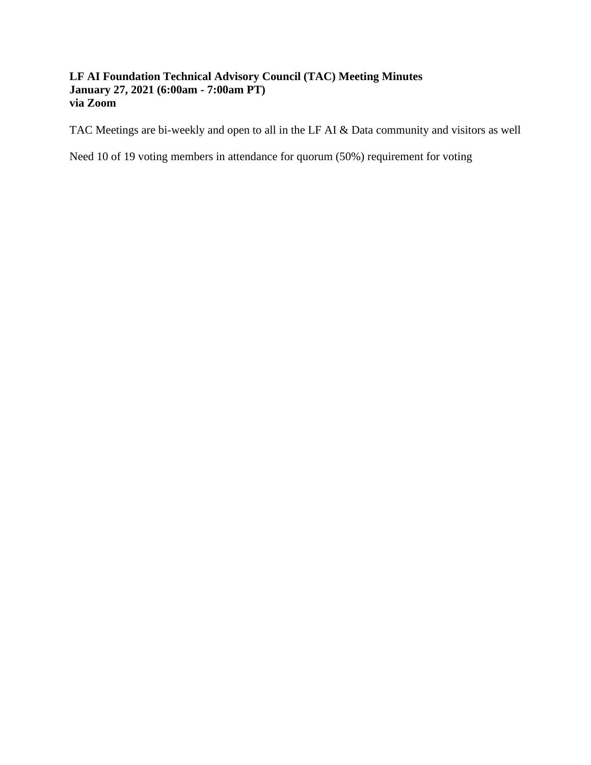**LF AI Foundation Technical Advisory Council (TAC) Meeting Minutes**
**January 27, 2021 (6:00am - 7:00am PT)**
**via Zoom**

TAC Meetings are bi-weekly and open to all in the LF AI & Data community and visitors as well

Need 10 of 19 voting members in attendance for quorum (50%) requirement for voting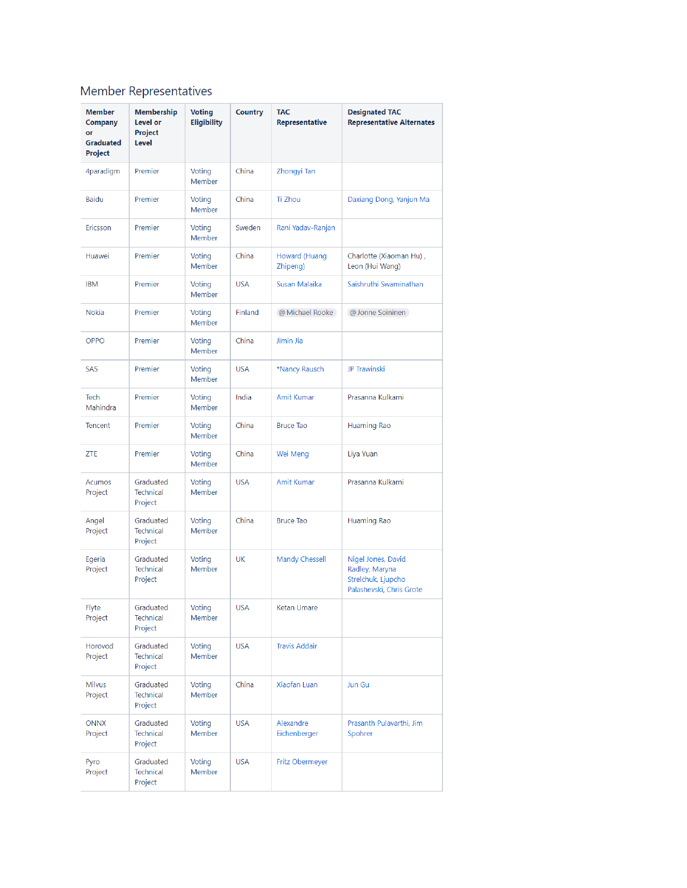## Member Representatives

| Member Company or Graduated Project | Membership Level or Project Level | Voting Eligibility | Country | TAC Representative | Designated TAC Representative Alternates |
|---|---|---|---|---|---|
| 4paradigm | Premier | Voting Member | China | Zhongyi Tan | |
| Baidu | Premier | Voting Member | China | Ti Zhou | Daxiang Dong, Yanjun Ma |
| Ericsson | Premier | Voting Member | Sweden | Rani Yadav-Ranjan | |
| Huawei | Premier | Voting Member | China | Howard (Huang Zhipeng) | Charlotte (Xiaoman Hu) , Leon (Hui Wang) |
| IBM | Premier | Voting Member | USA | Susan Malaika | Saishruthi Swaminathan |
| Nokia | Premier | Voting Member | Finland | @Michael Rooke | @Jonne Soininen |
| OPPO | Premier | Voting Member | China | Jimin Jia | |
| SAS | Premier | Voting Member | USA | *Nancy Rausch | JP Trawinski |
| Tech Mahindra | Premier | Voting Member | India | Amit Kumar | Prasanna Kulkarni |
| Tencent | Premier | Voting Member | China | Bruce Tao | Huaming Rao |
| ZTE | Premier | Voting Member | China | Wei Meng | Liya Yuan |
| Acumos Project | Graduated Technical Project | Voting Member | USA | Amit Kumar | Prasanna Kulkarni |
| Angel Project | Graduated Technical Project | Voting Member | China | Bruce Tao | Huaming Rao |
| Egeria Project | Graduated Technical Project | Voting Member | UK | Mandy Chessell | Nigel Jones, David Radley, Maryna Strelchuk, Ljupcho Palashevski, Chris Grote |
| Flyte Project | Graduated Technical Project | Voting Member | USA | Ketan Umare | |
| Horovod Project | Graduated Technical Project | Voting Member | USA | Travis Addair | |
| Milvus Project | Graduated Technical Project | Voting Member | China | Xiaofan Luan | Jun Gu |
| ONNX Project | Graduated Technical Project | Voting Member | USA | Alexandre Eichenberger | Prasanth Pulavarthi, Jim Spohrer |
| Pyro Project | Graduated Technical Project | Voting Member | USA | Fritz Obermeyer | |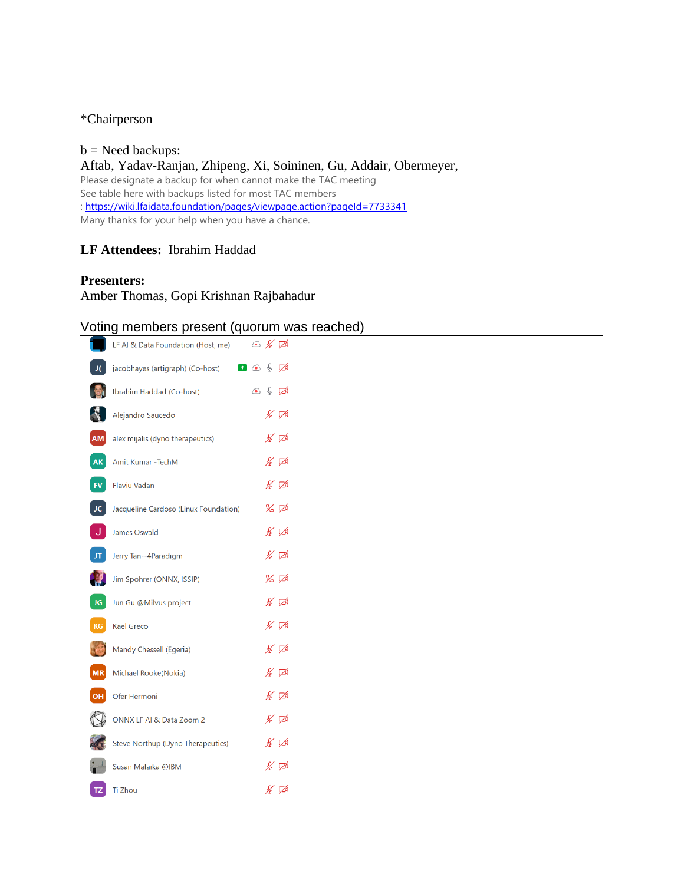*Chairperson

b = Need backups:

Aftab, Yadav-Ranjan, Zhipeng, Xi, Soininen, Gu, Addair, Obermeyer,

Please designate a backup for when cannot make the TAC meeting

See table here with backups listed for most TAC members

: https://wiki.lfaidata.foundation/pages/viewpage.action?pageId=7733341

Many thanks for your help when you have a chance.

**LF Attendees:** Ibrahim Haddad

**Presenters:**

Amber Thomas, Gopi Krishnan Rajbahadur

## Voting members present (quorum was reached)

- LF AI & Data Foundation (Host, me)
- jacobhayes (artigraph) (Co-host)
- Ibrahim Haddad (Co-host)
- Alejandro Saucedo
- alex mijalis (dyno therapeutics)
- Amit Kumar -TechM
- Flaviu Vadan
- Jacqueline Cardoso (Linux Foundation)
- James Oswald
- Jerry Tan--4Paradigm
- Jim Spohrer (ONNX, ISSIP)
- Jun Gu @Milvus project
- Kael Greco
- Mandy Chessell (Egeria)
- Michael Rooke(Nokia)
- Ofer Hermoni
- ONNX LF AI & Data Zoom 2
- Steve Northup (Dyno Therapeutics)
- Susan Malaika @IBM
- Ti Zhou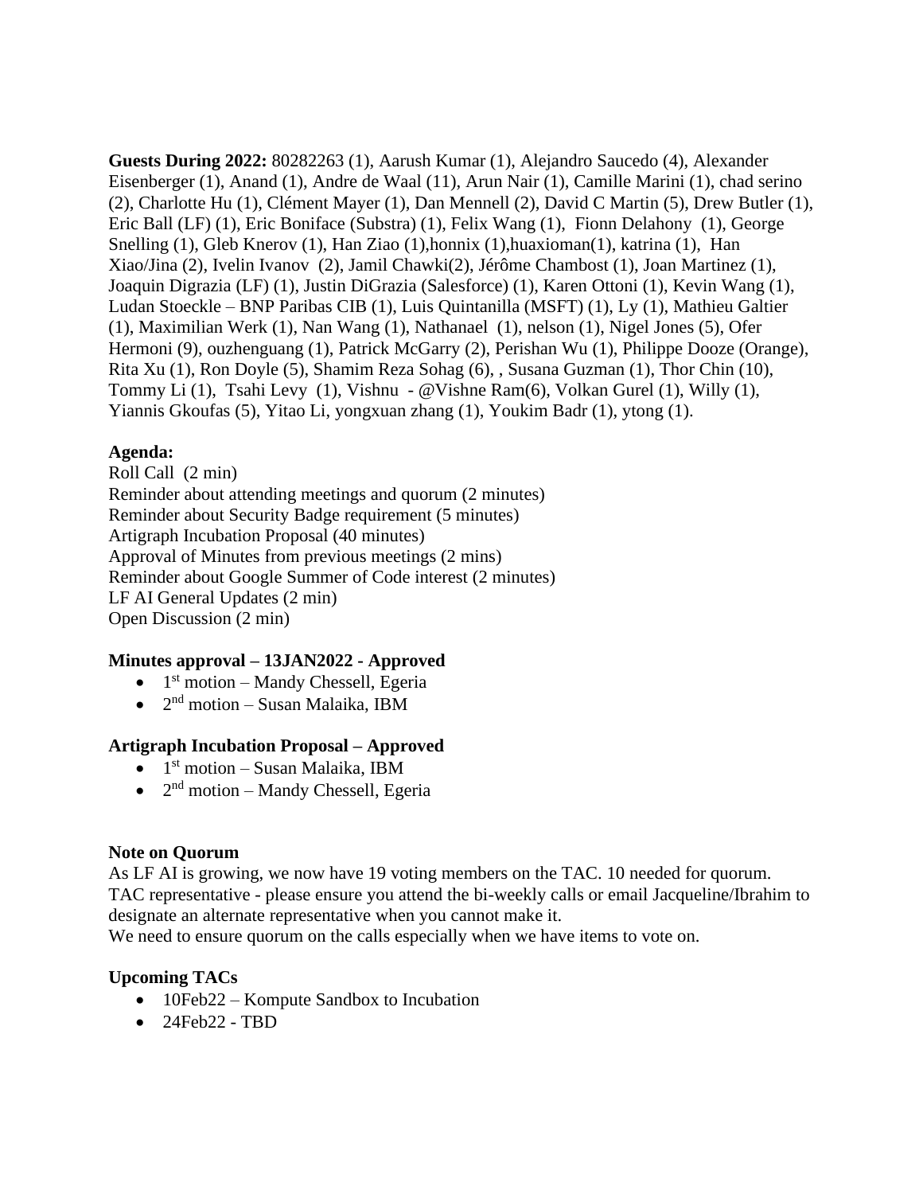**Guests During 2022:** 80282263 (1), Aarush Kumar (1), Alejandro Saucedo (4), Alexander Eisenberger (1), Anand (1), Andre de Waal (11), Arun Nair (1), Camille Marini (1), chad serino (2), Charlotte Hu (1), Clément Mayer (1), Dan Mennell (2), David C Martin (5), Drew Butler (1), Eric Ball (LF) (1), Eric Boniface (Substra) (1), Felix Wang (1), Fionn Delahony (1), George Snelling (1), Gleb Knerov (1), Han Ziao (1),honnix (1),huaxioman(1), katrina (1), Han Xiao/Jina (2), Ivelin Ivanov (2), Jamil Chawki(2), Jérôme Chambost (1), Joan Martinez (1), Joaquin Digrazia (LF) (1), Justin DiGrazia (Salesforce) (1), Karen Ottoni (1), Kevin Wang (1), Ludan Stoeckle – BNP Paribas CIB (1), Luis Quintanilla (MSFT) (1), Ly (1), Mathieu Galtier (1), Maximilian Werk (1), Nan Wang (1), Nathanael (1), nelson (1), Nigel Jones (5), Ofer Hermoni (9), ouzhenguang (1), Patrick McGarry (2), Perishan Wu (1), Philippe Dooze (Orange), Rita Xu (1), Ron Doyle (5), Shamim Reza Sohag (6), , Susana Guzman (1), Thor Chin (10), Tommy Li (1), Tsahi Levy (1), Vishnu - @Vishne Ram(6), Volkan Gurel (1), Willy (1), Yiannis Gkoufas (5), Yitao Li, yongxuan zhang (1), Youkim Badr (1), ytong (1).

**Agenda:**

Roll Call (2 min)
Reminder about attending meetings and quorum (2 minutes)
Reminder about Security Badge requirement (5 minutes)
Artigraph Incubation Proposal (40 minutes)
Approval of Minutes from previous meetings (2 mins)
Reminder about Google Summer of Code interest (2 minutes)
LF AI General Updates (2 min)
Open Discussion (2 min)

**Minutes approval – 13JAN2022 - Approved**

- 1st motion – Mandy Chessell, Egeria
- 2nd motion – Susan Malaika, IBM

**Artigraph Incubation Proposal – Approved**

- 1st motion – Susan Malaika, IBM
- 2nd motion – Mandy Chessell, Egeria

**Note on Quorum**

As LF AI is growing, we now have 19 voting members on the TAC. 10 needed for quorum.
TAC representative - please ensure you attend the bi-weekly calls or email Jacqueline/Ibrahim to designate an alternate representative when you cannot make it.
We need to ensure quorum on the calls especially when we have items to vote on.

**Upcoming TACs**

- 10Feb22 – Kompute Sandbox to Incubation
- 24Feb22 - TBD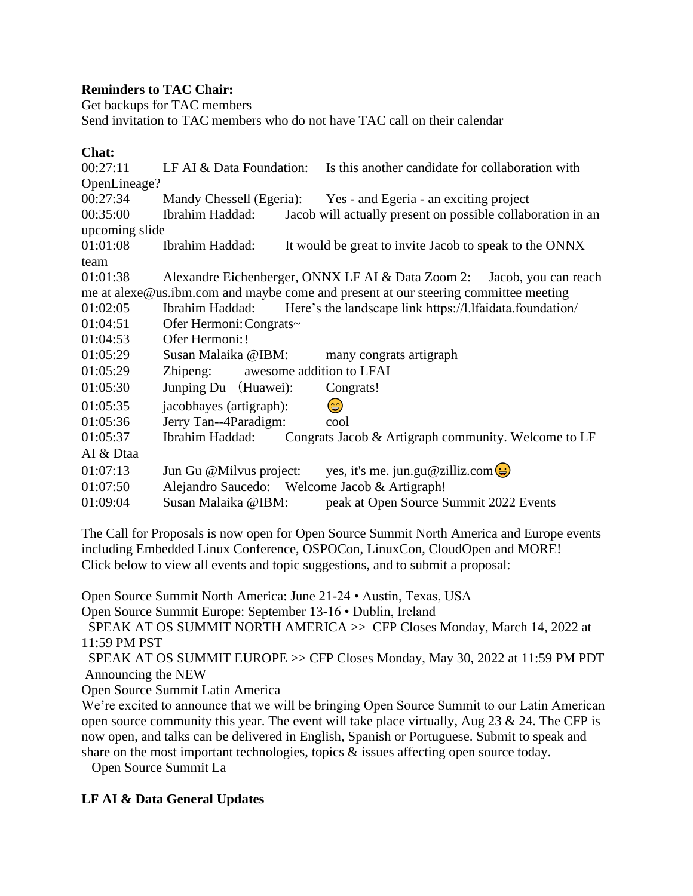**Reminders to TAC Chair:**
Get backups for TAC members
Send invitation to TAC members who do not have TAC call on their calendar

**Chat:**

00:27:11 LF AI & Data Foundation: Is this another candidate for collaboration with OpenLineage?
00:27:34 Mandy Chessell (Egeria): Yes - and Egeria - an exciting project
00:35:00 Ibrahim Haddad: Jacob will actually present on possible collaboration in an upcoming slide
01:01:08 Ibrahim Haddad: It would be great to invite Jacob to speak to the ONNX team
01:01:38 Alexandre Eichenberger, ONNX LF AI & Data Zoom 2: Jacob, you can reach me at alexe@us.ibm.com and maybe come and present at our steering committee meeting
01:02:05 Ibrahim Haddad: Here's the landscape link https://l.lfaidata.foundation/
01:04:51 Ofer Hermoni: Congrats~
01:04:53 Ofer Hermoni: !
01:05:29 Susan Malaika @IBM: many congrats artigraph
01:05:29 Zhipeng: awesome addition to LFAI
01:05:30 Junping Du （Huawei): Congrats!
01:05:35 jacobhayes (artigraph): 😄
01:05:36 Jerry Tan--4Paradigm: cool
01:05:37 Ibrahim Haddad: Congrats Jacob & Artigraph community. Welcome to LF AI & Dtaa
01:07:13 Jun Gu @Milvus project: yes, it's me. jun.gu@zilliz.com😀
01:07:50 Alejandro Saucedo: Welcome Jacob & Artigraph!
01:09:04 Susan Malaika @IBM: peak at Open Source Summit 2022 Events

The Call for Proposals is now open for Open Source Summit North America and Europe events including Embedded Linux Conference, OSPOCon, LinuxCon, CloudOpen and MORE! Click below to view all events and topic suggestions, and to submit a proposal:

Open Source Summit North America: June 21-24 • Austin, Texas, USA
Open Source Summit Europe: September 13-16 • Dublin, Ireland
SPEAK AT OS SUMMIT NORTH AMERICA >> CFP Closes Monday, March 14, 2022 at 11:59 PM PST
SPEAK AT OS SUMMIT EUROPE >> CFP Closes Monday, May 30, 2022 at 11:59 PM PDT
Announcing the NEW
Open Source Summit Latin America
We're excited to announce that we will be bringing Open Source Summit to our Latin American open source community this year. The event will take place virtually, Aug 23 & 24. The CFP is now open, and talks can be delivered in English, Spanish or Portuguese. Submit to speak and share on the most important technologies, topics & issues affecting open source today.
Open Source Summit La

**LF AI & Data General Updates**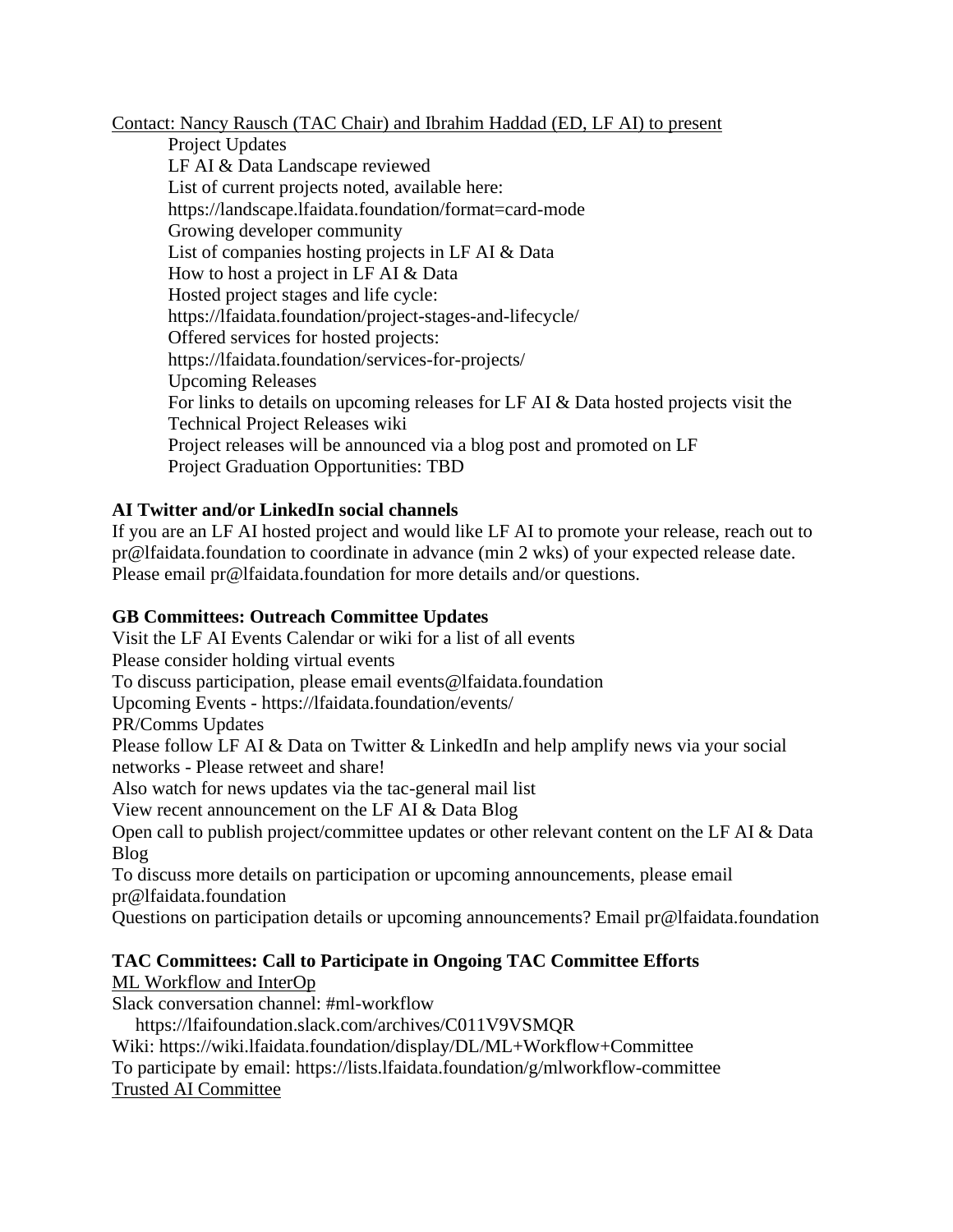Contact: Nancy Rausch (TAC Chair) and Ibrahim Haddad (ED, LF AI) to present

Project Updates
LF AI & Data Landscape reviewed
List of current projects noted, available here:
https://landscape.lfaidata.foundation/format=card-mode
Growing developer community
List of companies hosting projects in LF AI & Data
How to host a project in LF AI & Data
Hosted project stages and life cycle:
https://lfaidata.foundation/project-stages-and-lifecycle/
Offered services for hosted projects:
https://lfaidata.foundation/services-for-projects/
Upcoming Releases
For links to details on upcoming releases for LF AI & Data hosted projects visit the Technical Project Releases wiki
Project releases will be announced via a blog post and promoted on LF
Project Graduation Opportunities: TBD

**AI Twitter and/or LinkedIn social channels**

If you are an LF AI hosted project and would like LF AI to promote your release, reach out to pr@lfaidata.foundation to coordinate in advance (min 2 wks) of your expected release date. Please email pr@lfaidata.foundation for more details and/or questions.

**GB Committees: Outreach Committee Updates**

Visit the LF AI Events Calendar or wiki for a list of all events
Please consider holding virtual events
To discuss participation, please email events@lfaidata.foundation
Upcoming Events - https://lfaidata.foundation/events/
PR/Comms Updates
Please follow LF AI & Data on Twitter & LinkedIn and help amplify news via your social networks - Please retweet and share!
Also watch for news updates via the tac-general mail list
View recent announcement on the LF AI & Data Blog
Open call to publish project/committee updates or other relevant content on the LF AI & Data Blog
To discuss more details on participation or upcoming announcements, please email pr@lfaidata.foundation
Questions on participation details or upcoming announcements? Email pr@lfaidata.foundation

**TAC Committees: Call to Participate in Ongoing TAC Committee Efforts**

ML Workflow and InterOp
Slack conversation channel: #ml-workflow
https://lfaifoundation.slack.com/archives/C011V9VSMQR
Wiki: https://wiki.lfaidata.foundation/display/DL/ML+Workflow+Committee
To participate by email: https://lists.lfaidata.foundation/g/mlworkflow-committee
Trusted AI Committee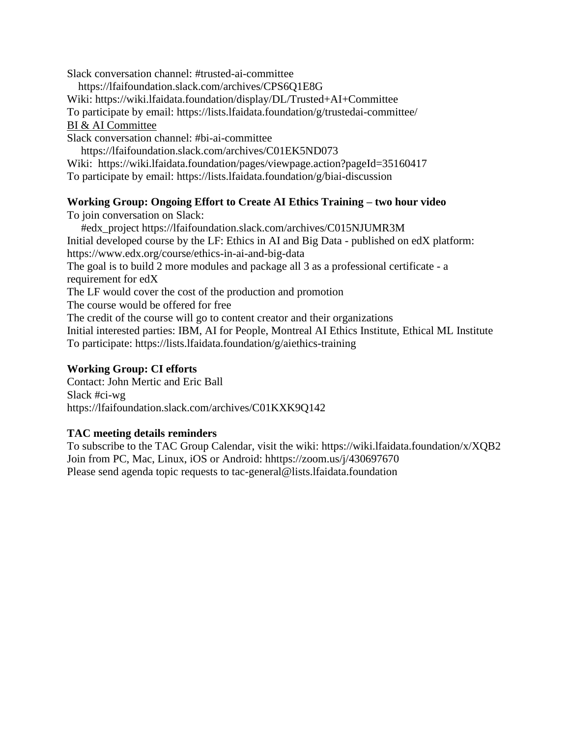Slack conversation channel: #trusted-ai-committee
https://lfaifoundation.slack.com/archives/CPS6Q1E8G
Wiki: https://wiki.lfaidata.foundation/display/DL/Trusted+AI+Committee
To participate by email: https://lists.lfaidata.foundation/g/trustedai-committee/

BI & AI Committee

Slack conversation channel: #bi-ai-committee
https://lfaifoundation.slack.com/archives/C01EK5ND073
Wiki: https://wiki.lfaidata.foundation/pages/viewpage.action?pageId=35160417
To participate by email: https://lists.lfaidata.foundation/g/biai-discussion

**Working Group: Ongoing Effort to Create AI Ethics Training – two hour video**

To join conversation on Slack:
#edx_project https://lfaifoundation.slack.com/archives/C015NJUMR3M
Initial developed course by the LF: Ethics in AI and Big Data - published on edX platform: https://www.edx.org/course/ethics-in-ai-and-big-data
The goal is to build 2 more modules and package all 3 as a professional certificate - a requirement for edX
The LF would cover the cost of the production and promotion
The course would be offered for free
The credit of the course will go to content creator and their organizations
Initial interested parties: IBM, AI for People, Montreal AI Ethics Institute, Ethical ML Institute
To participate: https://lists.lfaidata.foundation/g/aiethics-training

**Working Group: CI efforts**

Contact: John Mertic and Eric Ball
Slack #ci-wg
https://lfaifoundation.slack.com/archives/C01KXK9Q142

**TAC meeting details reminders**

To subscribe to the TAC Group Calendar, visit the wiki: https://wiki.lfaidata.foundation/x/XQB2
Join from PC, Mac, Linux, iOS or Android: hhttps://zoom.us/j/430697670
Please send agenda topic requests to tac-general@lists.lfaidata.foundation